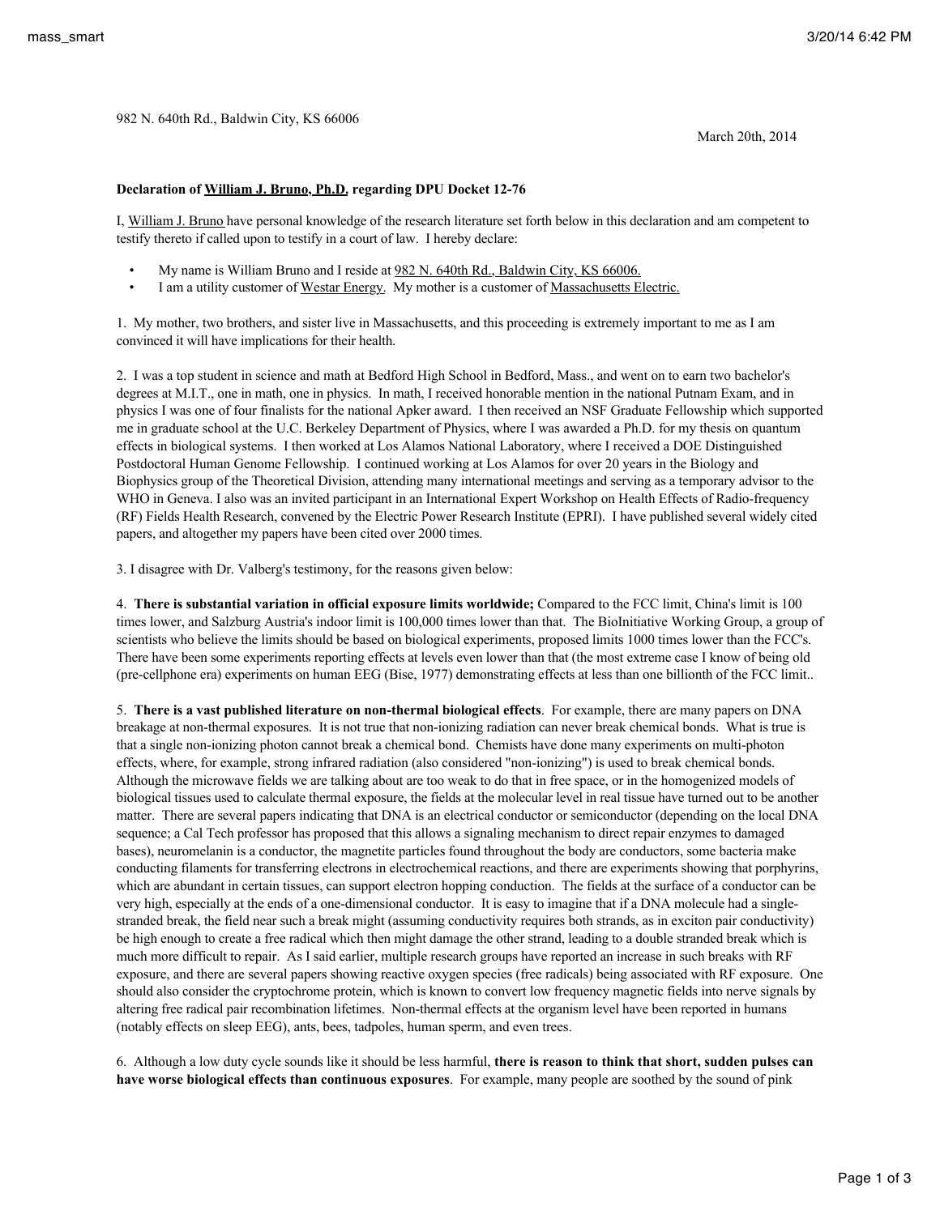982 N. 640th Rd., Baldwin City, KS 66006

March 20th, 2014

**Declaration of William J. Bruno, Ph.D. regarding DPU Docket 12-76**

I, William J. Bruno have personal knowledge of the research literature set forth below in this declaration and am competent to testify thereto if called upon to testify in a court of law. I hereby declare:

- My name is William Bruno and I reside at 982 N. 640th Rd., Baldwin City, KS 66006.
- I am a utility customer of Westar Energy. My mother is a customer of Massachusetts Electric.

1. My mother, two brothers, and sister live in Massachusetts, and this proceeding is extremely important to me as I am convinced it will have implications for their health.

2. I was a top student in science and math at Bedford High School in Bedford, Mass., and went on to earn two bachelor's degrees at M.I.T., one in math, one in physics. In math, I received honorable mention in the national Putnam Exam, and in physics I was one of four finalists for the national Apker award. I then received an NSF Graduate Fellowship which supported me in graduate school at the U.C. Berkeley Department of Physics, where I was awarded a Ph.D. for my thesis on quantum effects in biological systems. I then worked at Los Alamos National Laboratory, where I received a DOE Distinguished Postdoctoral Human Genome Fellowship. I continued working at Los Alamos for over 20 years in the Biology and Biophysics group of the Theoretical Division, attending many international meetings and serving as a temporary advisor to the WHO in Geneva. I also was an invited participant in an International Expert Workshop on Health Effects of Radio-frequency (RF) Fields Health Research, convened by the Electric Power Research Institute (EPRI). I have published several widely cited papers, and altogether my papers have been cited over 2000 times.

3. I disagree with Dr. Valberg's testimony, for the reasons given below:

4. **There is substantial variation in official exposure limits worldwide;** Compared to the FCC limit, China's limit is 100 times lower, and Salzburg Austria's indoor limit is 100,000 times lower than that. The BioInitiative Working Group, a group of scientists who believe the limits should be based on biological experiments, proposed limits 1000 times lower than the FCC's. There have been some experiments reporting effects at levels even lower than that (the most extreme case I know of being old (pre-cellphone era) experiments on human EEG (Bise, 1977) demonstrating effects at less than one billionth of the FCC limit..

5. **There is a vast published literature on non-thermal biological effects**. For example, there are many papers on DNA breakage at non-thermal exposures. It is not true that non-ionizing radiation can never break chemical bonds. What is true is that a single non-ionizing photon cannot break a chemical bond. Chemists have done many experiments on multi-photon effects, where, for example, strong infrared radiation (also considered "non-ionizing") is used to break chemical bonds. Although the microwave fields we are talking about are too weak to do that in free space, or in the homogenized models of biological tissues used to calculate thermal exposure, the fields at the molecular level in real tissue have turned out to be another matter. There are several papers indicating that DNA is an electrical conductor or semiconductor (depending on the local DNA sequence; a Cal Tech professor has proposed that this allows a signaling mechanism to direct repair enzymes to damaged bases), neuromelanin is a conductor, the magnetite particles found throughout the body are conductors, some bacteria make conducting filaments for transferring electrons in electrochemical reactions, and there are experiments showing that porphyrins, which are abundant in certain tissues, can support electron hopping conduction. The fields at the surface of a conductor can be very high, especially at the ends of a one-dimensional conductor. It is easy to imagine that if a DNA molecule had a single-stranded break, the field near such a break might (assuming conductivity requires both strands, as in exciton pair conductivity) be high enough to create a free radical which then might damage the other strand, leading to a double stranded break which is much more difficult to repair. As I said earlier, multiple research groups have reported an increase in such breaks with RF exposure, and there are several papers showing reactive oxygen species (free radicals) being associated with RF exposure. One should also consider the cryptochrome protein, which is known to convert low frequency magnetic fields into nerve signals by altering free radical pair recombination lifetimes. Non-thermal effects at the organism level have been reported in humans (notably effects on sleep EEG), ants, bees, tadpoles, human sperm, and even trees.

6. Although a low duty cycle sounds like it should be less harmful, **there is reason to think that short, sudden pulses can have worse biological effects than continuous exposures**. For example, many people are soothed by the sound of pink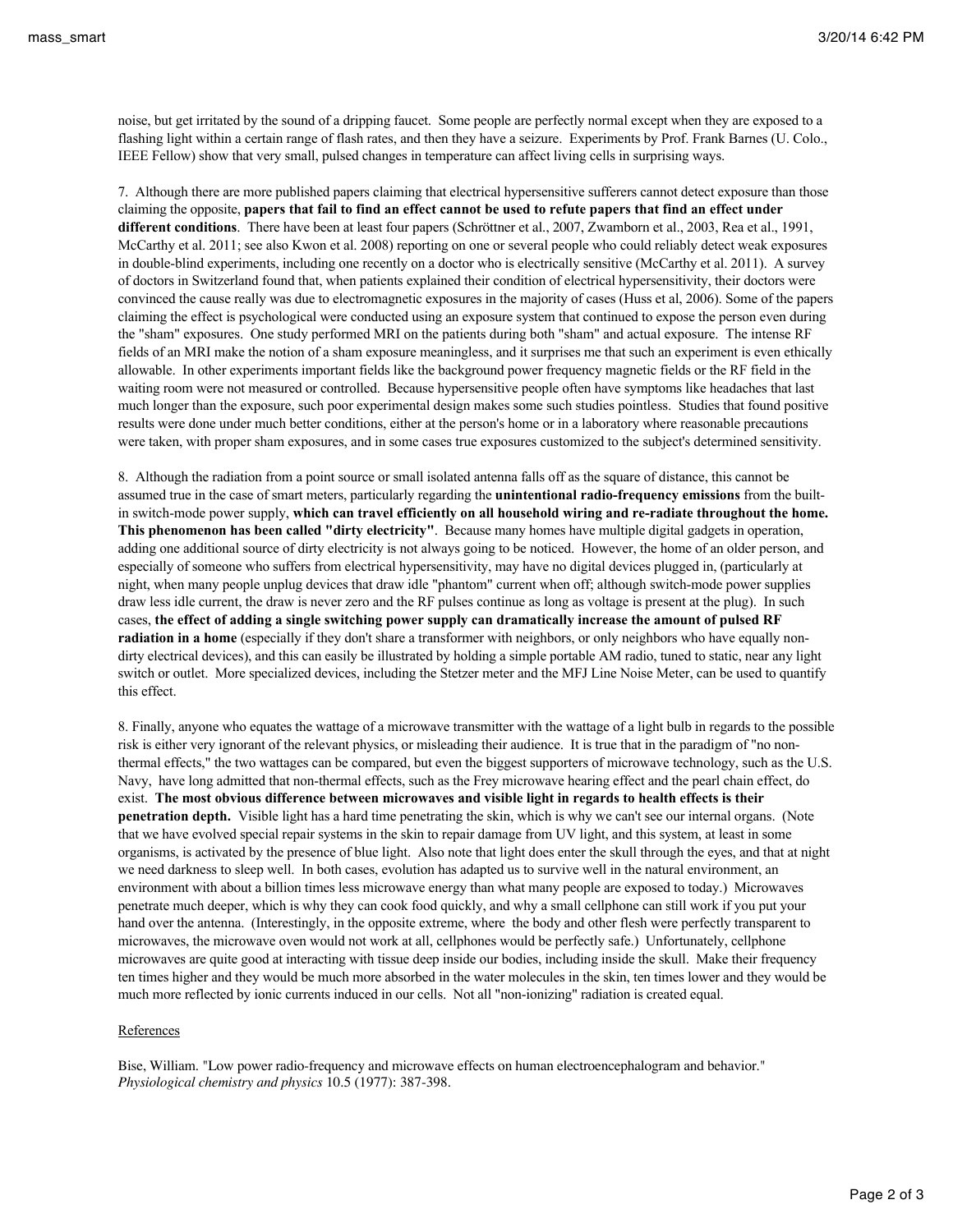noise, but get irritated by the sound of a dripping faucet. Some people are perfectly normal except when they are exposed to a flashing light within a certain range of flash rates, and then they have a seizure. Experiments by Prof. Frank Barnes (U. Colo., IEEE Fellow) show that very small, pulsed changes in temperature can affect living cells in surprising ways.

7. Although there are more published papers claiming that electrical hypersensitive sufferers cannot detect exposure than those claiming the opposite, **papers that fail to find an effect cannot be used to refute papers that find an effect under different conditions**. There have been at least four papers (Schröttner et al., 2007, Zwamborn et al., 2003, Rea et al., 1991, McCarthy et al. 2011; see also Kwon et al. 2008) reporting on one or several people who could reliably detect weak exposures in double-blind experiments, including one recently on a doctor who is electrically sensitive (McCarthy et al. 2011). A survey of doctors in Switzerland found that, when patients explained their condition of electrical hypersensitivity, their doctors were convinced the cause really was due to electromagnetic exposures in the majority of cases (Huss et al, 2006). Some of the papers claiming the effect is psychological were conducted using an exposure system that continued to expose the person even during the "sham" exposures. One study performed MRI on the patients during both "sham" and actual exposure. The intense RF fields of an MRI make the notion of a sham exposure meaningless, and it surprises me that such an experiment is even ethically allowable. In other experiments important fields like the background power frequency magnetic fields or the RF field in the waiting room were not measured or controlled. Because hypersensitive people often have symptoms like headaches that last much longer than the exposure, such poor experimental design makes some such studies pointless. Studies that found positive results were done under much better conditions, either at the person's home or in a laboratory where reasonable precautions were taken, with proper sham exposures, and in some cases true exposures customized to the subject's determined sensitivity.

8. Although the radiation from a point source or small isolated antenna falls off as the square of distance, this cannot be assumed true in the case of smart meters, particularly regarding the **unintentional radio-frequency emissions** from the built-in switch-mode power supply, **which can travel efficiently on all household wiring and re-radiate throughout the home. This phenomenon has been called "dirty electricity"**. Because many homes have multiple digital gadgets in operation, adding one additional source of dirty electricity is not always going to be noticed. However, the home of an older person, and especially of someone who suffers from electrical hypersensitivity, may have no digital devices plugged in, (particularly at night, when many people unplug devices that draw idle "phantom" current when off; although switch-mode power supplies draw less idle current, the draw is never zero and the RF pulses continue as long as voltage is present at the plug). In such cases, **the effect of adding a single switching power supply can dramatically increase the amount of pulsed RF radiation in a home** (especially if they don't share a transformer with neighbors, or only neighbors who have equally non-dirty electrical devices), and this can easily be illustrated by holding a simple portable AM radio, tuned to static, near any light switch or outlet. More specialized devices, including the Stetzer meter and the MFJ Line Noise Meter, can be used to quantify this effect.

8. Finally, anyone who equates the wattage of a microwave transmitter with the wattage of a light bulb in regards to the possible risk is either very ignorant of the relevant physics, or misleading their audience. It is true that in the paradigm of "no non-thermal effects," the two wattages can be compared, but even the biggest supporters of microwave technology, such as the U.S. Navy, have long admitted that non-thermal effects, such as the Frey microwave hearing effect and the pearl chain effect, do exist. **The most obvious difference between microwaves and visible light in regards to health effects is their penetration depth.** Visible light has a hard time penetrating the skin, which is why we can't see our internal organs. (Note that we have evolved special repair systems in the skin to repair damage from UV light, and this system, at least in some organisms, is activated by the presence of blue light. Also note that light does enter the skull through the eyes, and that at night we need darkness to sleep well. In both cases, evolution has adapted us to survive well in the natural environment, an environment with about a billion times less microwave energy than what many people are exposed to today.) Microwaves penetrate much deeper, which is why they can cook food quickly, and why a small cellphone can still work if you put your hand over the antenna. (Interestingly, in the opposite extreme, where the body and other flesh were perfectly transparent to microwaves, the microwave oven would not work at all, cellphones would be perfectly safe.) Unfortunately, cellphone microwaves are quite good at interacting with tissue deep inside our bodies, including inside the skull. Make their frequency ten times higher and they would be much more absorbed in the water molecules in the skin, ten times lower and they would be much more reflected by ionic currents induced in our cells. Not all "non-ionizing" radiation is created equal.

## References

Bise, William. "Low power radio-frequency and microwave effects on human electroencephalogram and behavior." *Physiological chemistry and physics* 10.5 (1977): 387-398.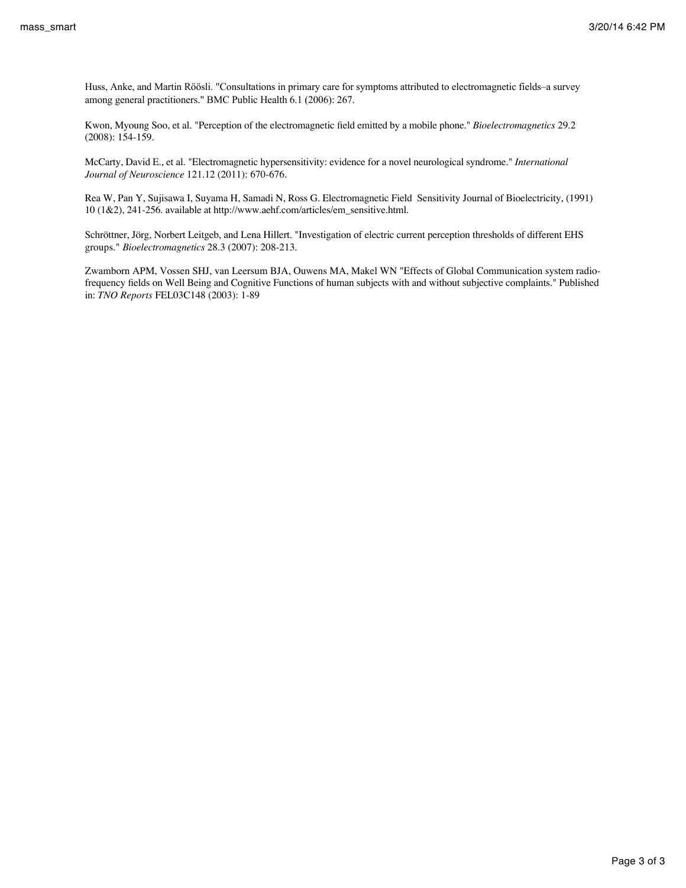Huss, Anke, and Martin Röösli. "Consultations in primary care for symptoms attributed to electromagnetic fields–a survey among general practitioners." BMC Public Health 6.1 (2006): 267.

Kwon, Myoung Soo, et al. "Perception of the electromagnetic field emitted by a mobile phone." *Bioelectromagnetics* 29.2 (2008): 154-159.

McCarty, David E., et al. "Electromagnetic hypersensitivity: evidence for a novel neurological syndrome." *International Journal of Neuroscience* 121.12 (2011): 670-676.

Rea W, Pan Y, Sujisawa I, Suyama H, Samadi N, Ross G. Electromagnetic Field Sensitivity Journal of Bioelectricity, (1991) 10 (1&2), 241-256. available at http://www.aehf.com/articles/em_sensitive.html.

Schröttner, Jörg, Norbert Leitgeb, and Lena Hillert. "Investigation of electric current perception thresholds of different EHS groups." *Bioelectromagnetics* 28.3 (2007): 208-213.

Zwamborn APM, Vossen SHJ, van Leersum BJA, Ouwens MA, Makel WN "Effects of Global Communication system radio-frequency fields on Well Being and Cognitive Functions of human subjects with and without subjective complaints." Published in: *TNO Reports* FEL03C148 (2003): 1-89